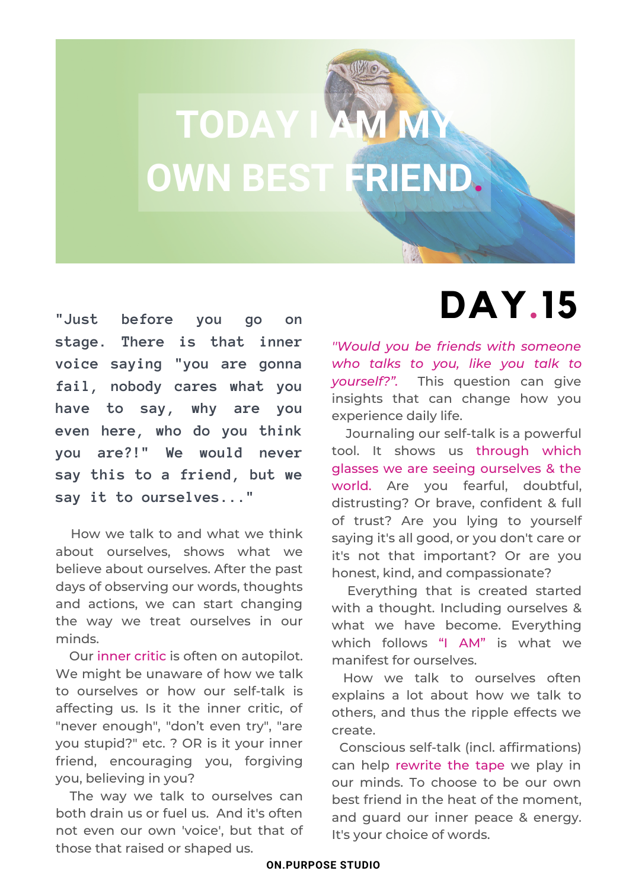# TODAY I AM MY OWN BEST FRIEND.

## DAY.15

"Just before you go on stage. There is that inner voice saying "you are gonna fail, nobody cares what you have to say, why are you even here, who do you think you are?!" We would never say this to a friend, but we say it to ourselves..."

How we talk to and what we think about ourselves, shows what we believe about ourselves. After the past days of observing our words, thoughts and actions, we can start changing the way we treat ourselves in our minds.

Our inner critic is often on autopilot. We might be unaware of how we talk to ourselves or how our self-talk is affecting us. Is it the inner critic, of "never enough", "don't even try", "are you stupid?" etc. ? OR is it your inner friend, encouraging you, forgiving you, believing in you?

The way we talk to ourselves can both drain us or fuel us. And it's often not even our own 'voice', but that of those that raised or shaped us.

*"Would you be friends with someone who talks to you, like you talk to yourself?".* This question can give insights that can change how you experience daily life.

Journaling our self-talk is a powerful tool. It shows us through which glasses we are seeing ourselves & the world. Are you fearful, doubtful, distrusting? Or brave, confident & full of trust? Are you lying to yourself saying it's all good, or you don't care or it's not that important? Or are you honest, kind, and compassionate?

Everything that is created started with a thought. Including ourselves & what we have become. Everything which follows "I AM" is what we manifest for ourselves.

How we talk to ourselves often explains a lot about how we talk to others, and thus the ripple effects we create.

Conscious self-talk (incl. affirmations) can help rewrite the tape we play in our minds. To choose to be our own best friend in the heat of the moment, and guard our inner peace & energy. It's your choice of words.

**ON.PURPOSE STUDIO**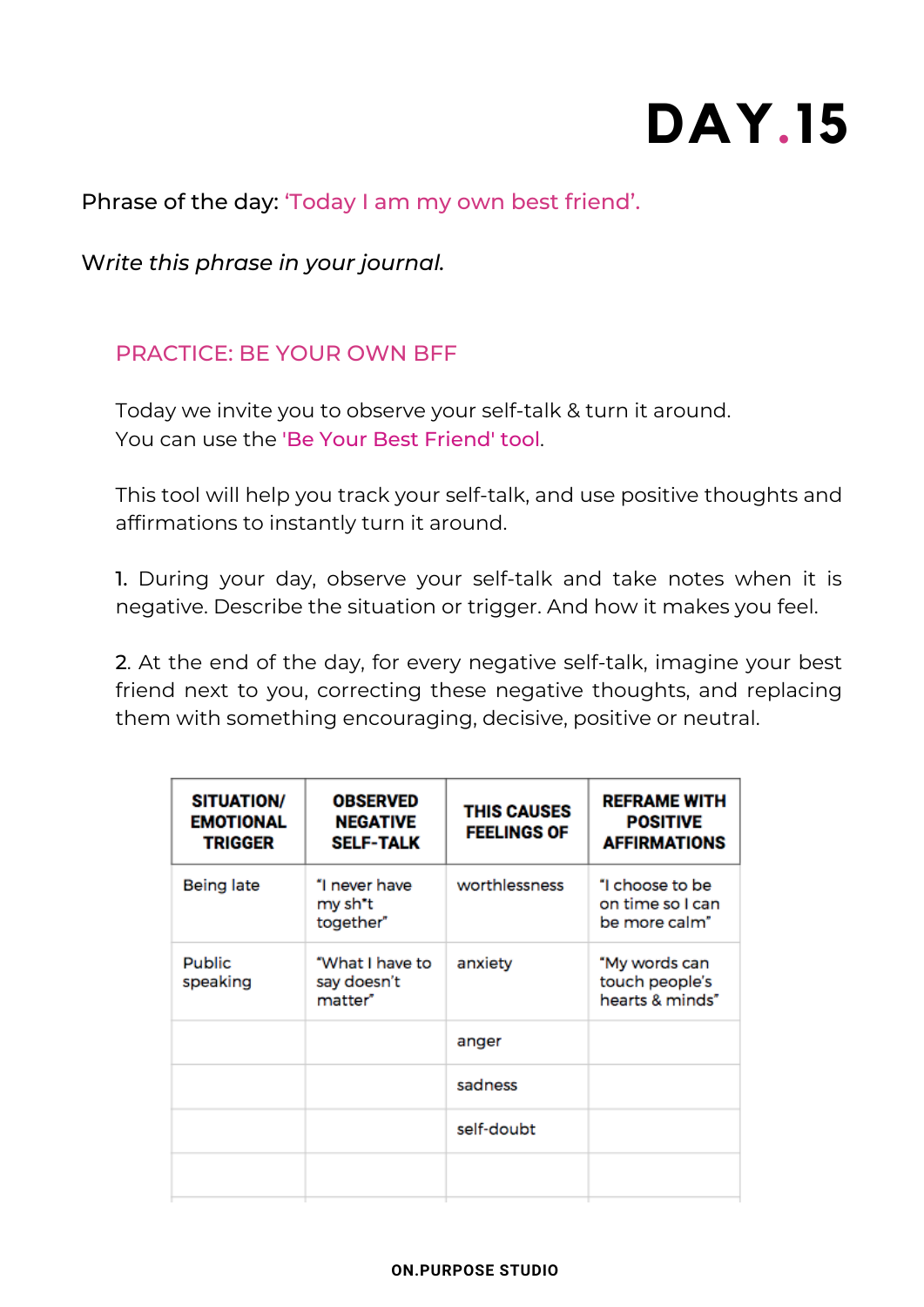# DAY.15

Phrase of the day: 'Today I am my own best friend'.

*Write this phrase in your journal.*

## PRACTICE: BE YOUR OWN BFF

Today we invite you to observe your self-talk & turn it around.
You can use the 'Be Your Best Friend' tool.

This tool will help you track your self-talk, and use positive thoughts and affirmations to instantly turn it around.

1. During your day, observe your self-talk and take notes when it is negative. Describe the situation or trigger. And how it makes you feel.

2. At the end of the day, for every negative self-talk, imagine your best friend next to you, correcting these negative thoughts, and replacing them with something encouraging, decisive, positive or neutral.

| SITUATION/ EMOTIONAL TRIGGER | OBSERVED NEGATIVE SELF-TALK | THIS CAUSES FEELINGS OF | REFRAME WITH POSITIVE AFFIRMATIONS |
|---|---|---|---|
| Being late | "I never have my sh*t together" | worthlessness | "I choose to be on time so I can be more calm" |
| Public speaking | "What I have to say doesn't matter" | anxiety | "My words can touch people's hearts & minds" |
| | | anger | |
| | | sadness | |
| | | self-doubt | |
| | | | |

ON.PURPOSE STUDIO